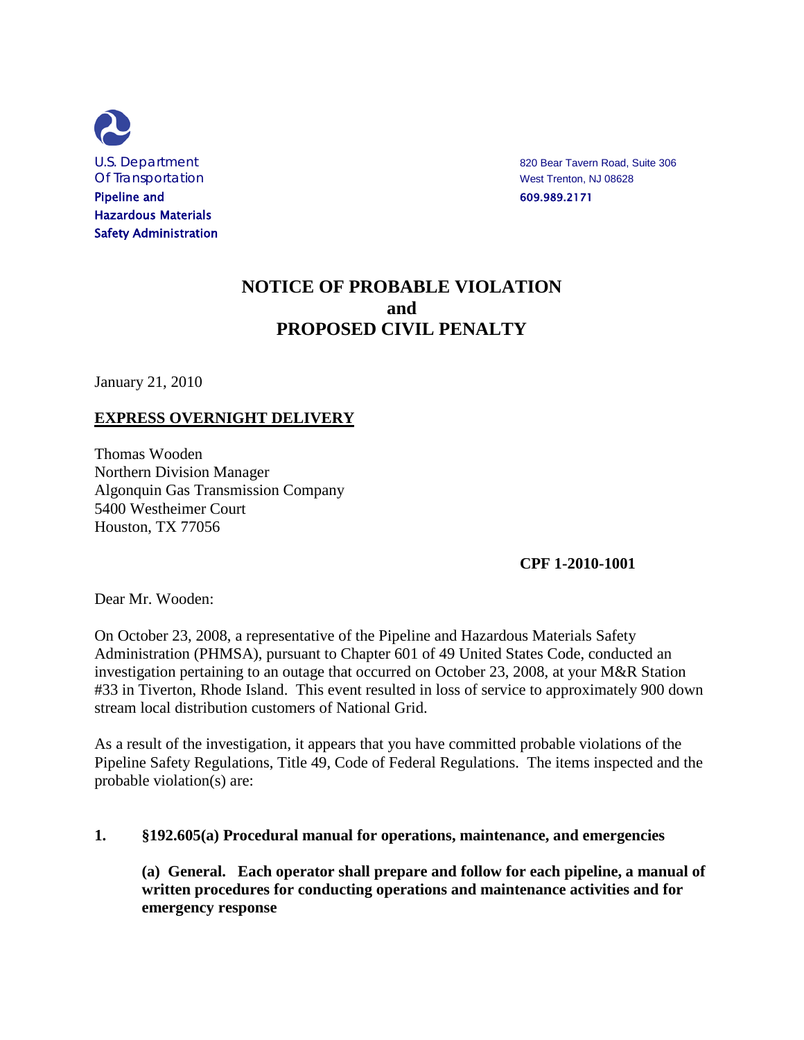U.S. Department
Of Transportation
**Pipeline and
Hazardous Materials
Safety Administration**

820 Bear Tavern Road, Suite 306
West Trenton, NJ 08628
**609.989.2171**

# NOTICE OF PROBABLE VIOLATION
# and
# PROPOSED CIVIL PENALTY

January 21, 2010

**<u>EXPRESS OVERNIGHT DELIVERY</u>**

Thomas Wooden
Northern Division Manager
Algonquin Gas Transmission Company
5400 Westheimer Court
Houston, TX 77056

**CPF 1-2010-1001**

Dear Mr. Wooden:

On October 23, 2008, a representative of the Pipeline and Hazardous Materials Safety Administration (PHMSA), pursuant to Chapter 601 of 49 United States Code, conducted an investigation pertaining to an outage that occurred on October 23, 2008, at your M&R Station #33 in Tiverton, Rhode Island. This event resulted in loss of service to approximately 900 down stream local distribution customers of National Grid.

As a result of the investigation, it appears that you have committed probable violations of the Pipeline Safety Regulations, Title 49, Code of Federal Regulations. The items inspected and the probable violation(s) are:

**1. §192.605(a) Procedural manual for operations, maintenance, and emergencies**

**(a) General. Each operator shall prepare and follow for each pipeline, a manual of written procedures for conducting operations and maintenance activities and for emergency response**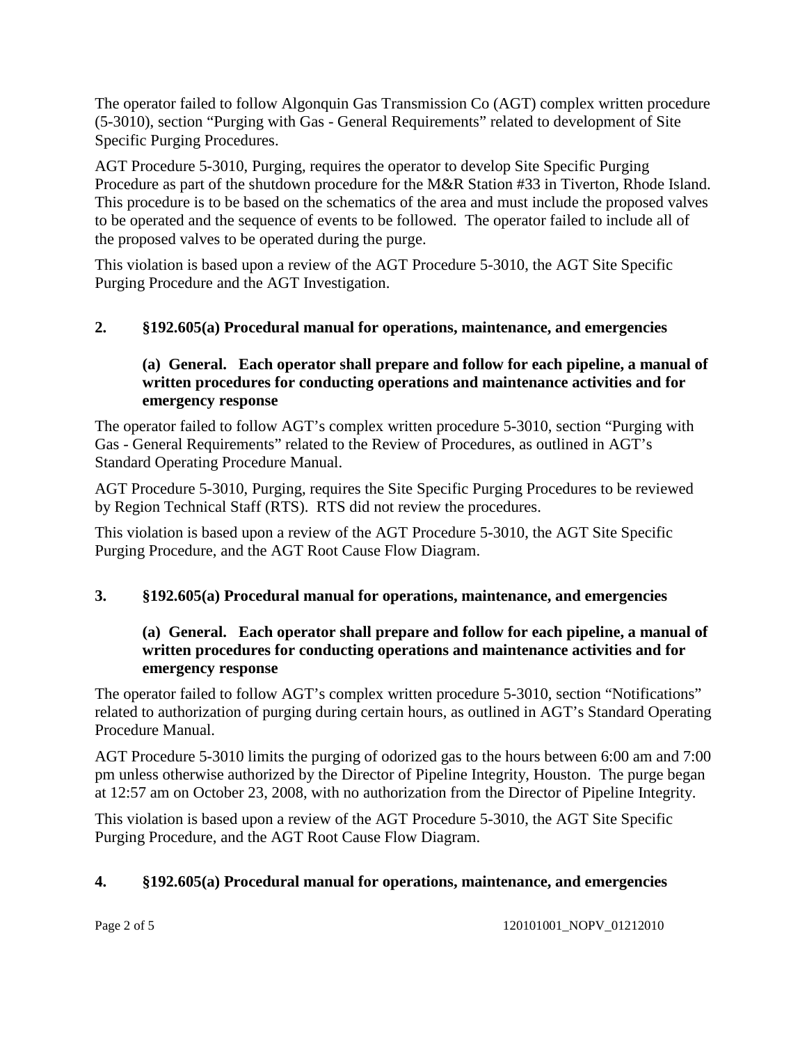The operator failed to follow Algonquin Gas Transmission Co (AGT) complex written procedure (5-3010), section “Purging with Gas - General Requirements” related to development of Site Specific Purging Procedures.

AGT Procedure 5-3010, Purging, requires the operator to develop Site Specific Purging Procedure as part of the shutdown procedure for the M&R Station #33 in Tiverton, Rhode Island. This procedure is to be based on the schematics of the area and must include the proposed valves to be operated and the sequence of events to be followed. The operator failed to include all of the proposed valves to be operated during the purge.

This violation is based upon a review of the AGT Procedure 5-3010, the AGT Site Specific Purging Procedure and the AGT Investigation.

**2. §192.605(a) Procedural manual for operations, maintenance, and emergencies**

> **(a) General. Each operator shall prepare and follow for each pipeline, a manual of written procedures for conducting operations and maintenance activities and for emergency response**

The operator failed to follow AGT’s complex written procedure 5-3010, section “Purging with Gas - General Requirements” related to the Review of Procedures, as outlined in AGT’s Standard Operating Procedure Manual.

AGT Procedure 5-3010, Purging, requires the Site Specific Purging Procedures to be reviewed by Region Technical Staff (RTS). RTS did not review the procedures.

This violation is based upon a review of the AGT Procedure 5-3010, the AGT Site Specific Purging Procedure, and the AGT Root Cause Flow Diagram.

**3. §192.605(a) Procedural manual for operations, maintenance, and emergencies**

> **(a) General. Each operator shall prepare and follow for each pipeline, a manual of written procedures for conducting operations and maintenance activities and for emergency response**

The operator failed to follow AGT’s complex written procedure 5-3010, section “Notifications” related to authorization of purging during certain hours, as outlined in AGT’s Standard Operating Procedure Manual.

AGT Procedure 5-3010 limits the purging of odorized gas to the hours between 6:00 am and 7:00 pm unless otherwise authorized by the Director of Pipeline Integrity, Houston. The purge began at 12:57 am on October 23, 2008, with no authorization from the Director of Pipeline Integrity.

This violation is based upon a review of the AGT Procedure 5-3010, the AGT Site Specific Purging Procedure, and the AGT Root Cause Flow Diagram.

**4. §192.605(a) Procedural manual for operations, maintenance, and emergencies**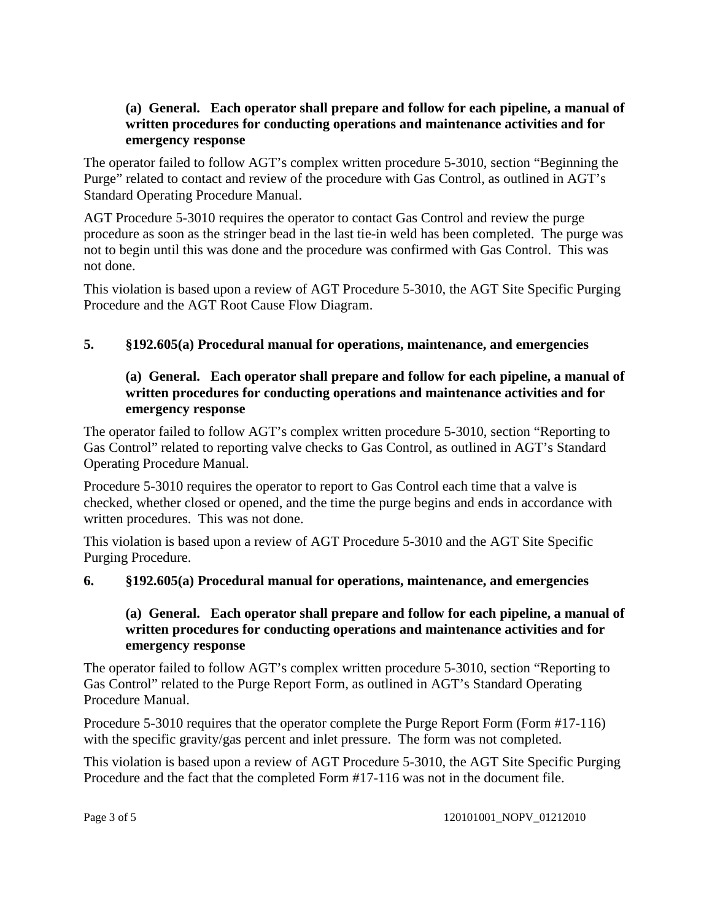**(a) General. Each operator shall prepare and follow for each pipeline, a manual of written procedures for conducting operations and maintenance activities and for emergency response**

The operator failed to follow AGT's complex written procedure 5-3010, section "Beginning the Purge" related to contact and review of the procedure with Gas Control, as outlined in AGT's Standard Operating Procedure Manual.

AGT Procedure 5-3010 requires the operator to contact Gas Control and review the purge procedure as soon as the stringer bead in the last tie-in weld has been completed. The purge was not to begin until this was done and the procedure was confirmed with Gas Control. This was not done.

This violation is based upon a review of AGT Procedure 5-3010, the AGT Site Specific Purging Procedure and the AGT Root Cause Flow Diagram.

**5. §192.605(a) Procedural manual for operations, maintenance, and emergencies**

**(a) General. Each operator shall prepare and follow for each pipeline, a manual of written procedures for conducting operations and maintenance activities and for emergency response**

The operator failed to follow AGT's complex written procedure 5-3010, section "Reporting to Gas Control" related to reporting valve checks to Gas Control, as outlined in AGT's Standard Operating Procedure Manual.

Procedure 5-3010 requires the operator to report to Gas Control each time that a valve is checked, whether closed or opened, and the time the purge begins and ends in accordance with written procedures. This was not done.

This violation is based upon a review of AGT Procedure 5-3010 and the AGT Site Specific Purging Procedure.

**6. §192.605(a) Procedural manual for operations, maintenance, and emergencies**

**(a) General. Each operator shall prepare and follow for each pipeline, a manual of written procedures for conducting operations and maintenance activities and for emergency response**

The operator failed to follow AGT's complex written procedure 5-3010, section "Reporting to Gas Control" related to the Purge Report Form, as outlined in AGT's Standard Operating Procedure Manual.

Procedure 5-3010 requires that the operator complete the Purge Report Form (Form #17-116) with the specific gravity/gas percent and inlet pressure. The form was not completed.

This violation is based upon a review of AGT Procedure 5-3010, the AGT Site Specific Purging Procedure and the fact that the completed Form #17-116 was not in the document file.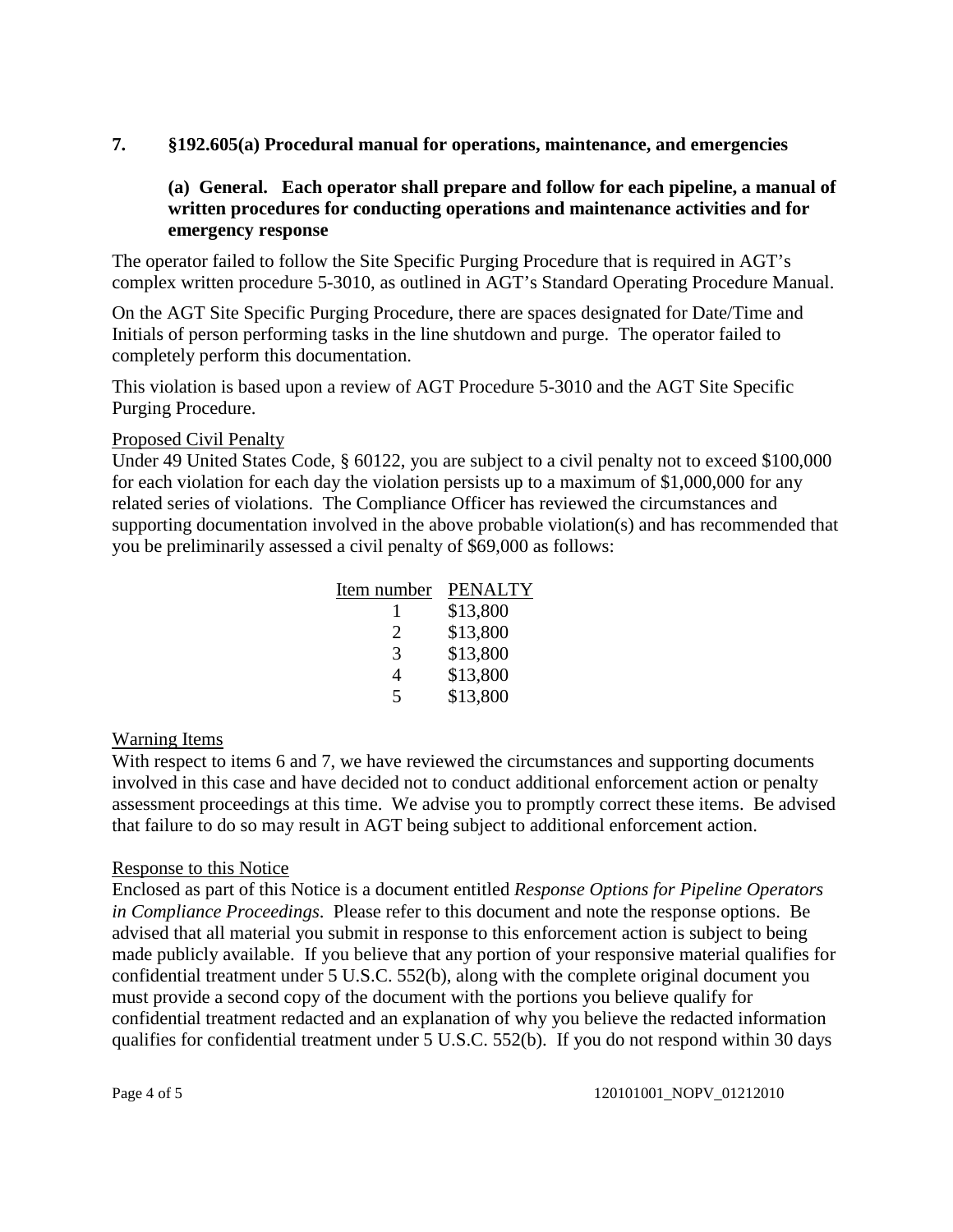**7. §192.605(a) Procedural manual for operations, maintenance, and emergencies**

**(a) General. Each operator shall prepare and follow for each pipeline, a manual of written procedures for conducting operations and maintenance activities and for emergency response**

The operator failed to follow the Site Specific Purging Procedure that is required in AGT's complex written procedure 5-3010, as outlined in AGT's Standard Operating Procedure Manual.

On the AGT Site Specific Purging Procedure, there are spaces designated for Date/Time and Initials of person performing tasks in the line shutdown and purge. The operator failed to completely perform this documentation.

This violation is based upon a review of AGT Procedure 5-3010 and the AGT Site Specific Purging Procedure.

Proposed Civil Penalty

Under 49 United States Code, § 60122, you are subject to a civil penalty not to exceed $100,000 for each violation for each day the violation persists up to a maximum of $1,000,000 for any related series of violations. The Compliance Officer has reviewed the circumstances and supporting documentation involved in the above probable violation(s) and has recommended that you be preliminarily assessed a civil penalty of $69,000 as follows:

| Item number | PENALTY |
|---|---|
| 1 | $13,800 |
| 2 | $13,800 |
| 3 | $13,800 |
| 4 | $13,800 |
| 5 | $13,800 |

Warning Items

With respect to items 6 and 7, we have reviewed the circumstances and supporting documents involved in this case and have decided not to conduct additional enforcement action or penalty assessment proceedings at this time. We advise you to promptly correct these items. Be advised that failure to do so may result in AGT being subject to additional enforcement action.

Response to this Notice

Enclosed as part of this Notice is a document entitled *Response Options for Pipeline Operators in Compliance Proceedings*. Please refer to this document and note the response options. Be advised that all material you submit in response to this enforcement action is subject to being made publicly available. If you believe that any portion of your responsive material qualifies for confidential treatment under 5 U.S.C. 552(b), along with the complete original document you must provide a second copy of the document with the portions you believe qualify for confidential treatment redacted and an explanation of why you believe the redacted information qualifies for confidential treatment under 5 U.S.C. 552(b). If you do not respond within 30 days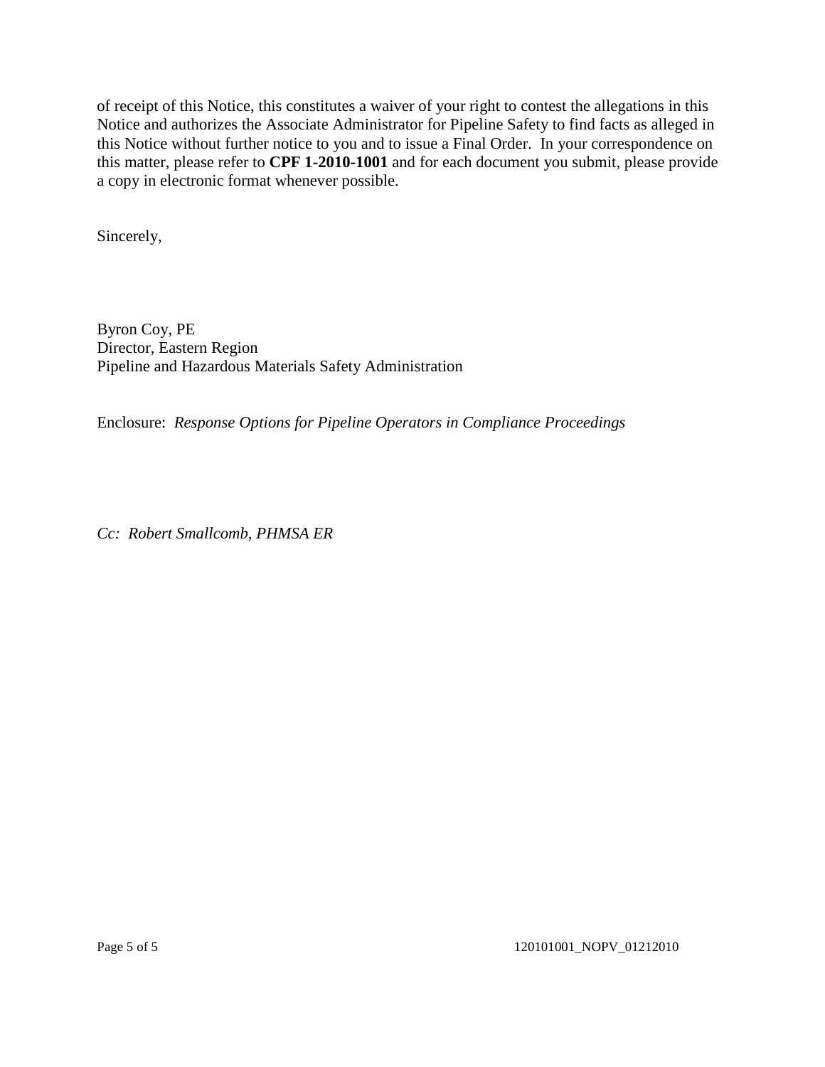of receipt of this Notice, this constitutes a waiver of your right to contest the allegations in this Notice and authorizes the Associate Administrator for Pipeline Safety to find facts as alleged in this Notice without further notice to you and to issue a Final Order. In your correspondence on this matter, please refer to **CPF 1-2010-1001** and for each document you submit, please provide a copy in electronic format whenever possible.

Sincerely,

Byron Coy, PE
Director, Eastern Region
Pipeline and Hazardous Materials Safety Administration

Enclosure: *Response Options for Pipeline Operators in Compliance Proceedings*

*Cc: Robert Smallcomb, PHMSA ER*